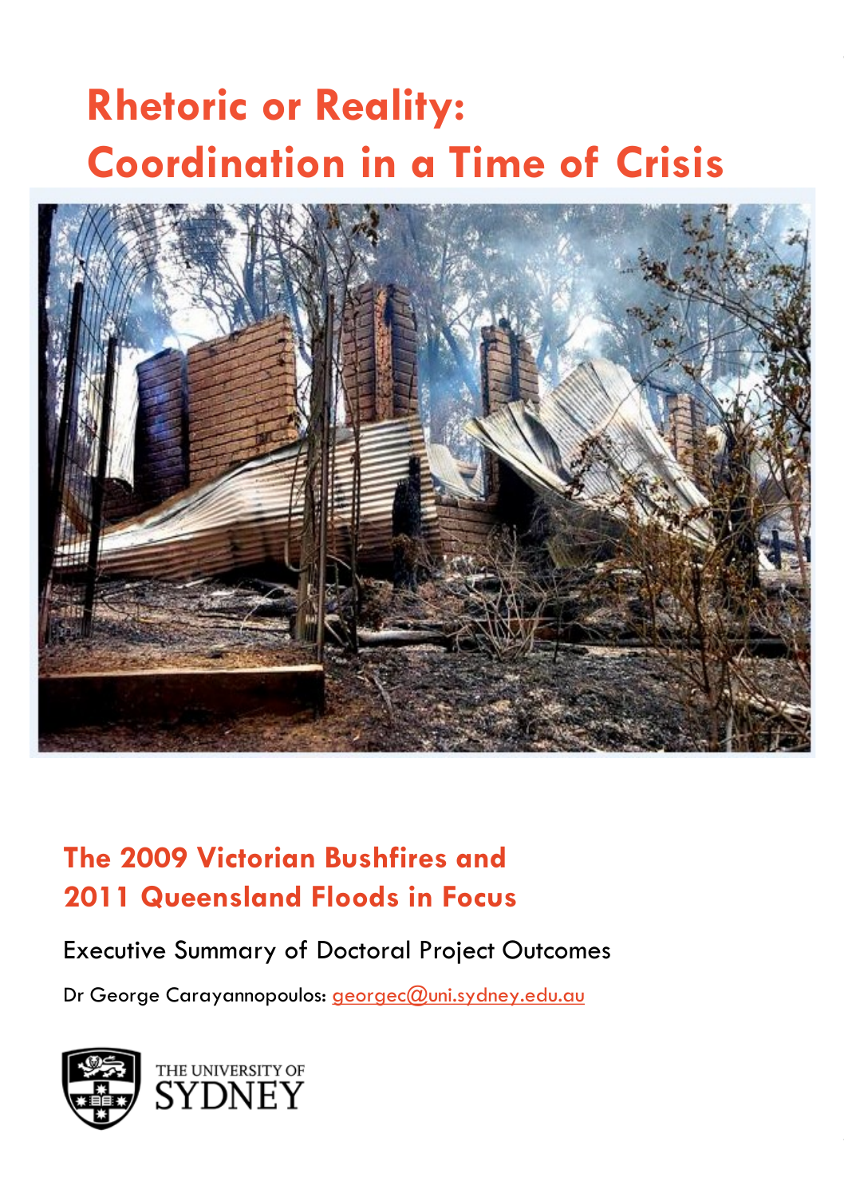# Rhetoric or Reality: Coordination in a Time of Crisis

## The 2009 Victorian Bushfires and 2011 Queensland Floods in Focus

Executive Summary of Doctoral Project Outcomes

Dr George Carayannopoulos: georgec@uni.sydney.edu.au

THE UNIVERSITY OF SYDNEY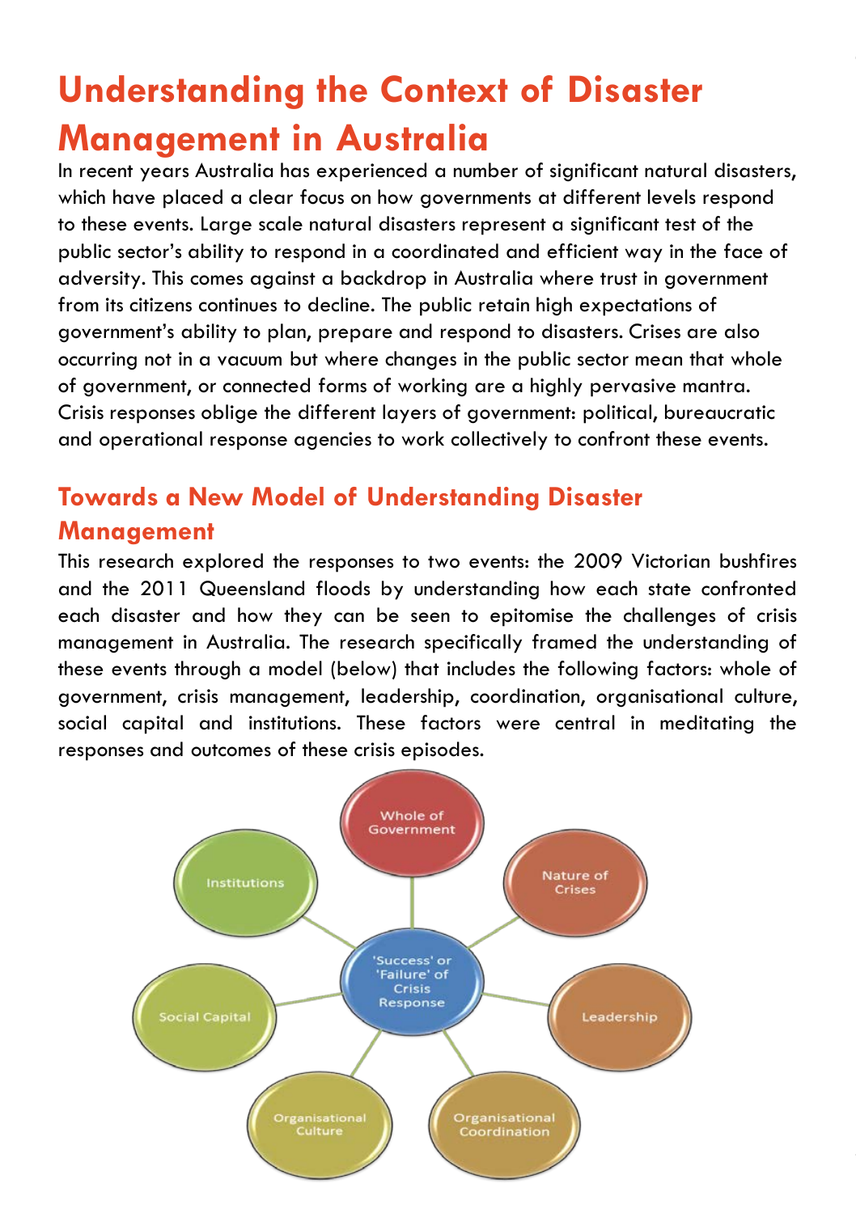# Understanding the Context of Disaster Management in Australia

In recent years Australia has experienced a number of significant natural disasters, which have placed a clear focus on how governments at different levels respond to these events. Large scale natural disasters represent a significant test of the public sector's ability to respond in a coordinated and efficient way in the face of adversity. This comes against a backdrop in Australia where trust in government from its citizens continues to decline. The public retain high expectations of government's ability to plan, prepare and respond to disasters. Crises are also occurring not in a vacuum but where changes in the public sector mean that whole of government, or connected forms of working are a highly pervasive mantra. Crisis responses oblige the different layers of government: political, bureaucratic and operational response agencies to work collectively to confront these events.

## Towards a New Model of Understanding Disaster Management

This research explored the responses to two events: the 2009 Victorian bushfires and the 2011 Queensland floods by understanding how each state confronted each disaster and how they can be seen to epitomise the challenges of crisis management in Australia. The research specifically framed the understanding of these events through a model (below) that includes the following factors: whole of government, crisis management, leadership, coordination, organisational culture, social capital and institutions. These factors were central in meditating the responses and outcomes of these crisis episodes.

- 'Success' or 'Failure' of Crisis Response
  - Whole of Government
  - Nature of Crises
  - Leadership
  - Organisational Coordination
  - Organisational Culture
  - Social Capital
  - Institutions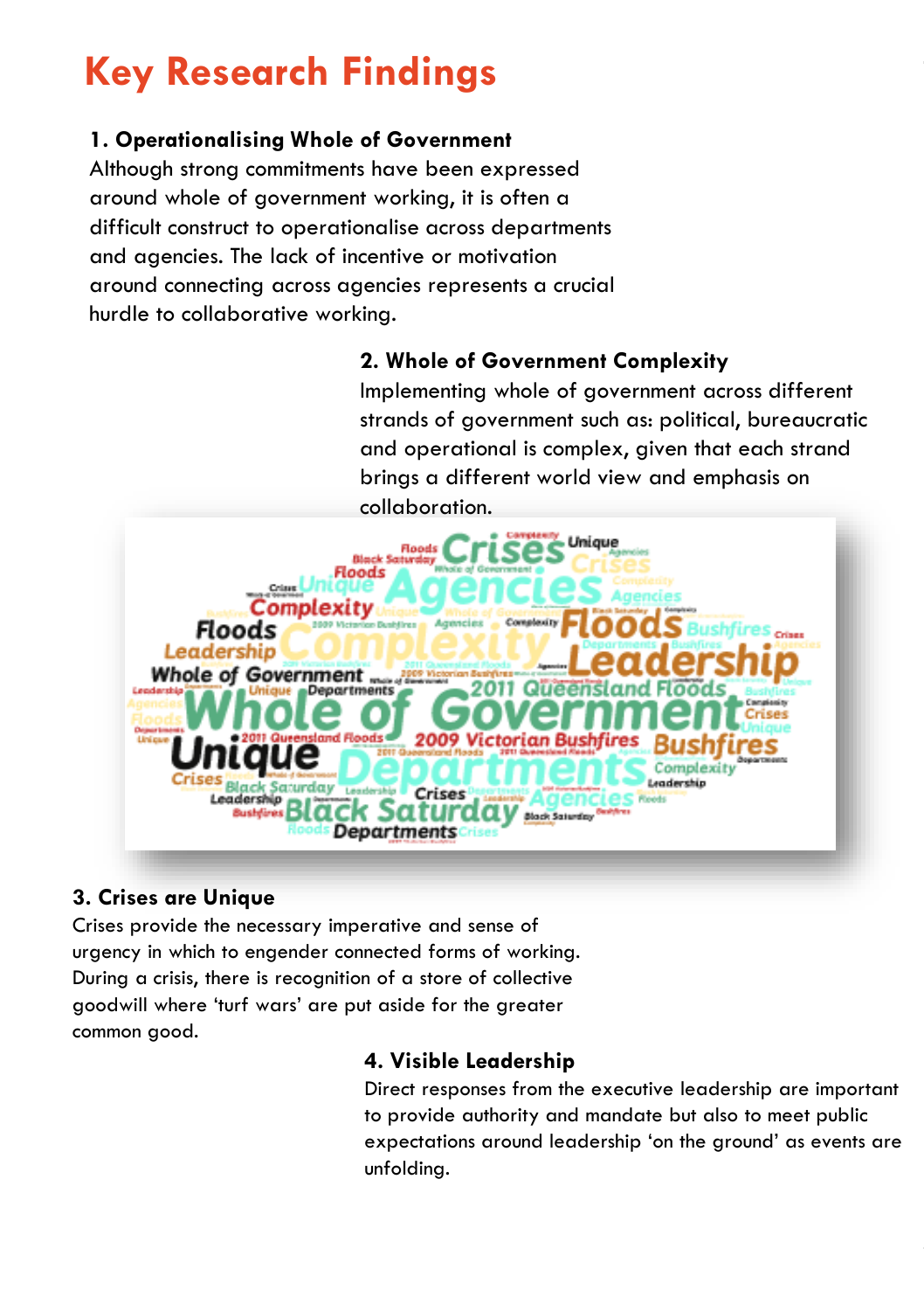# Key Research Findings

### 1. Operationalising Whole of Government

Although strong commitments have been expressed around whole of government working, it is often a difficult construct to operationalise across departments and agencies. The lack of incentive or motivation around connecting across agencies represents a crucial hurdle to collaborative working.

### 2. Whole of Government Complexity

Implementing whole of government across different strands of government such as: political, bureaucratic and operational is complex, given that each strand brings a different world view and emphasis on collaboration.

### 3. Crises are Unique

Crises provide the necessary imperative and sense of urgency in which to engender connected forms of working. During a crisis, there is recognition of a store of collective goodwill where 'turf wars' are put aside for the greater common good.

### 4. Visible Leadership

Direct responses from the executive leadership are important to provide authority and mandate but also to meet public expectations around leadership 'on the ground' as events are unfolding.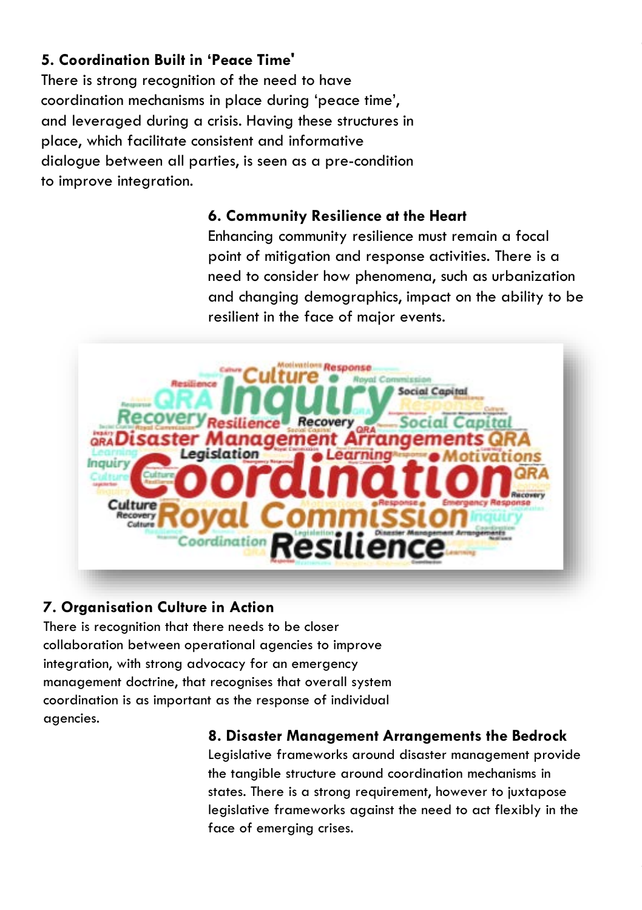**5. Coordination Built in 'Peace Time'**

There is strong recognition of the need to have coordination mechanisms in place during 'peace time', and leveraged during a crisis. Having these structures in place, which facilitate consistent and informative dialogue between all parties, is seen as a pre-condition to improve integration.

**6. Community Resilience at the Heart**

Enhancing community resilience must remain a focal point of mitigation and response activities. There is a need to consider how phenomena, such as urbanization and changing demographics, impact on the ability to be resilient in the face of major events.

**7. Organisation Culture in Action**

There is recognition that there needs to be closer collaboration between operational agencies to improve integration, with strong advocacy for an emergency management doctrine, that recognises that overall system coordination is as important as the response of individual agencies.

**8. Disaster Management Arrangements the Bedrock**

Legislative frameworks around disaster management provide the tangible structure around coordination mechanisms in states. There is a strong requirement, however to juxtapose legislative frameworks against the need to act flexibly in the face of emerging crises.